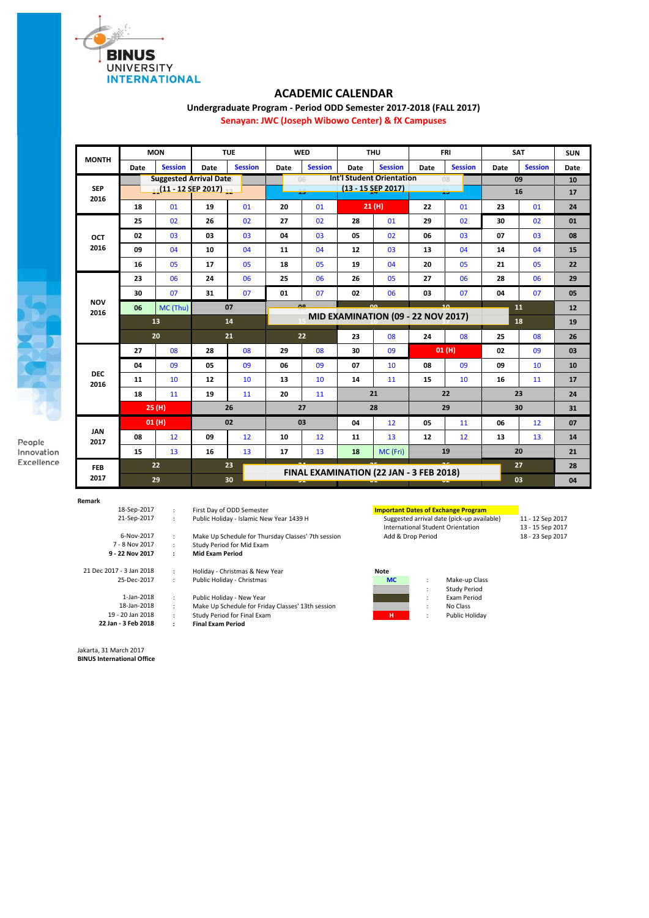BINUS UNIVERSITY INTERNATIONAL

# ACADEMIC CALENDAR

## Undergraduate Program - Period ODD Semester 2017-2018 (FALL 2017)

### Senayan: JWC (Joseph Wibowo Center) & fX Campuses

| MONTH | MON Date | MON Session | TUE Date | TUE Session | WED Date | WED Session | THU Date | THU Session | FRI Date | FRI Session | SAT Date | SAT Session | SUN Date |
|---|---|---|---|---|---|---|---|---|---|---|---|---|---|
| SEP 2016 | Suggested Arrival Date (11 - 12 SEP 2017) | | | | 06 | | Int'l Student Orientation (13 - 15 SEP 2017) | | 08 | | 09 | | 10 |
| | | | | | 13 | | 14 | | 15 | | 16 | | 17 |
| | 18 | 01 | 19 | 01 | 20 | 01 | 21 (H) | | 22 | 01 | 23 | 01 | 24 |
| | 25 | 02 | 26 | 02 | 27 | 02 | 28 | 01 | 29 | 02 | 30 | 02 | 01 |
| OCT 2016 | 02 | 03 | 03 | 03 | 04 | 03 | 05 | 02 | 06 | 03 | 07 | 03 | 08 |
| | 09 | 04 | 10 | 04 | 11 | 04 | 12 | 03 | 13 | 04 | 14 | 04 | 15 |
| | 16 | 05 | 17 | 05 | 18 | 05 | 19 | 04 | 20 | 05 | 21 | 05 | 22 |
| NOV 2016 | 23 | 06 | 24 | 06 | 25 | 06 | 26 | 05 | 27 | 06 | 28 | 06 | 29 |
| | 30 | 07 | 31 | 07 | 01 | 07 | 02 | 06 | 03 | 07 | 04 | 07 | 05 |
| | 06 | MC (Thu) | 07 | | 08 | | 09 | | 10 | | 11 | | 12 |
| | 13 | | 14 | | MID EXAMINATION (09 - 22 NOV 2017) | | | | | | 18 | | 19 |
| | 20 | | 21 | | 22 | | 23 | 08 | 24 | 08 | 25 | 08 | 26 |
| DEC 2016 | 27 | 08 | 28 | 08 | 29 | 08 | 30 | 09 | 01 (H) | | 02 | 09 | 03 |
| | 04 | 09 | 05 | 09 | 06 | 09 | 07 | 10 | 08 | 09 | 09 | 10 | 10 |
| | 11 | 10 | 12 | 10 | 13 | 10 | 14 | 11 | 15 | 10 | 16 | 11 | 17 |
| | 18 | 11 | 19 | 11 | 20 | 11 | 21 | | 22 | | 23 | | 24 |
| | 25 (H) | | 26 | | 27 | | 28 | | 29 | | 30 | | 31 |
| JAN 2017 | 01 (H) | | 02 | | 03 | | 04 | 12 | 05 | 11 | 06 | 12 | 07 |
| | 08 | 12 | 09 | 12 | 10 | 12 | 11 | 13 | 12 | 12 | 13 | 13 | 14 |
| | 15 | 13 | 16 | 13 | 17 | 13 | 18 | MC (Fri) | 19 | | 20 | | 21 |
| FEB 2017 | 22 | | 23 | | FINAL EXAMINATION (22 JAN - 3 FEB 2018) | | | | | | 27 | | 28 |
| | 29 | | 30 | | | | | | | | 03 | | 04 |

**Remark**

| | | |
|---|---|---|
| 18-Sep-2017 | : | First Day of ODD Semester |
| 21-Sep-2017 | : | Public Holiday - Islamic New Year 1439 H |
| 6-Nov-2017 | : | Make Up Schedule for Thursday Classes' 7th session |
| 7 - 8 Nov 2017 | : | Study Period for Mid Exam |
| **9 - 22 Nov 2017** | **:** | **Mid Exam Period** |
| 21 Dec 2017 - 3 Jan 2018 | : | Holiday - Christmas & New Year |
| 25-Dec-2017 | : | Public Holiday - Christmas |
| 1-Jan-2018 | : | Public Holiday - New Year |
| 18-Jan-2018 | : | Make Up Schedule for Friday Classes' 13th session |
| 19 - 20 Jan 2018 | : | Study Period for Final Exam |
| **22 Jan - 3 Feb 2018** | **:** | **Final Exam Period** |

**Important Dates of Exchange Program**

| | |
|---|---|
| Suggested arrival date (pick-up available) | 11 - 12 Sep 2017 |
| International Student Orientation | 13 - 15 Sep 2017 |
| Add & Drop Period | 18 - 23 Sep 2017 |

**Note**

| | | |
|---|---|---|
| MC | : | Make-up Class |
| | : | Study Period |
| | : | Exam Period |
| | : | No Class |
| H | : | Public Holiday |

Jakarta, 31 March 2017

**BINUS International Office**

People Innovation Excellence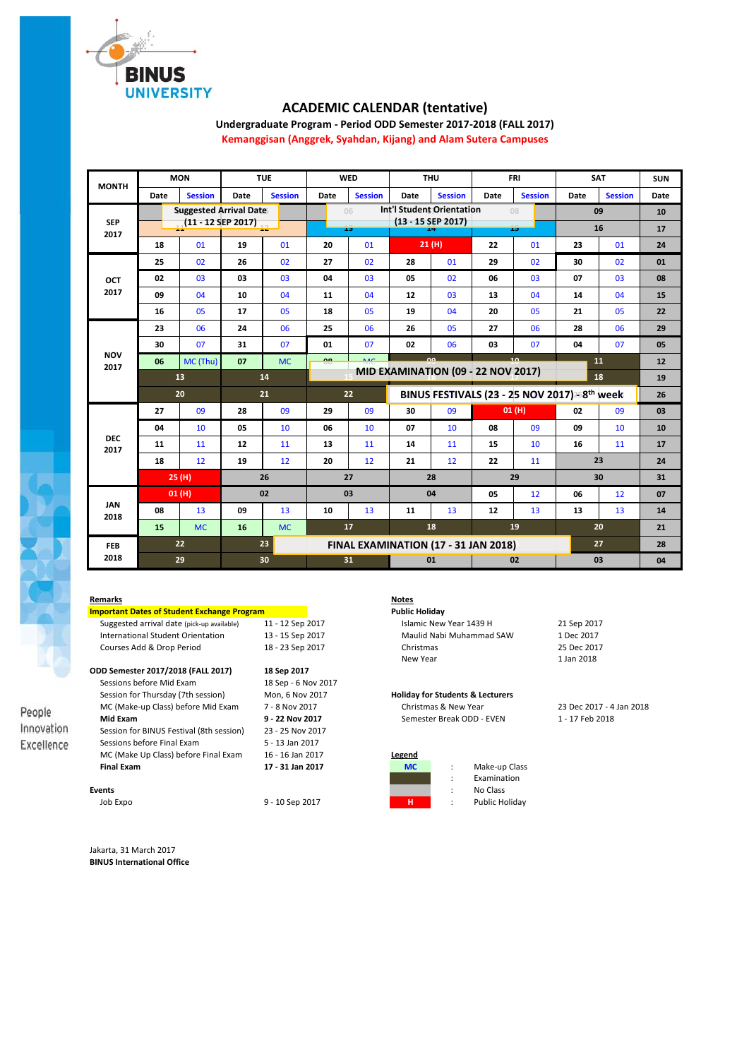# ACADEMIC CALENDAR (tentative)

**Undergraduate Program - Period ODD Semester 2017-2018 (FALL 2017)**

**Kemanggisan (Anggrek, Syahdan, Kijang) and Alam Sutera Campuses**

| MONTH | MON | | TUE | | WED | | THU | | FRI | | SAT | | SUN |
|---|---|---|---|---|---|---|---|---|---|---|---|---|---|
| | Date | Session | Date | Session | Date | Session | Date | Session | Date | Session | Date | Session | Date |
| SEP 2017 | Suggested Arrival Date (11 - 12 SEP 2017) | | | | 06 | Int'l Student Orientation (13 - 15 SEP 2017) | | | 08 | | 09 | | 10 |
| | 11 | | 12 | | 13 | | 14 | | 15 | | 16 | | 17 |
| | 18 | 01 | 19 | 01 | 20 | 01 | 21 (H) | | 22 | 01 | 23 | 01 | 24 |
| OCT 2017 | 25 | 02 | 26 | 02 | 27 | 02 | 28 | 01 | 29 | 02 | 30 | 02 | 01 |
| | 02 | 03 | 03 | 03 | 04 | 03 | 05 | 02 | 06 | 03 | 07 | 03 | 08 |
| | 09 | 04 | 10 | 04 | 11 | 04 | 12 | 03 | 13 | 04 | 14 | 04 | 15 |
| | 16 | 05 | 17 | 05 | 18 | 05 | 19 | 04 | 20 | 05 | 21 | 05 | 22 |
| NOV 2017 | 23 | 06 | 24 | 06 | 25 | 06 | 26 | 05 | 27 | 06 | 28 | 06 | 29 |
| | 30 | 07 | 31 | 07 | 01 | 07 | 02 | 06 | 03 | 07 | 04 | 07 | 05 |
| | 06 | MC (Thu) | 07 | MC | 08 | MC | 09 | MID EXAMINATION (09 - 22 NOV 2017) | 10 | | 11 | | 12 |
| | 13 | | 14 | | 15 | | 16 | | 17 | | 18 | | 19 |
| | 20 | | 21 | | 22 | | BINUS FESTIVALS (23 - 25 NOV 2017) - 8th week | | | | | | 26 |
| DEC 2017 | 27 | 09 | 28 | 09 | 29 | 09 | 30 | 09 | 01 (H) | | 02 | 09 | 03 |
| | 04 | 10 | 05 | 10 | 06 | 10 | 07 | 10 | 08 | 09 | 09 | 10 | 10 |
| | 11 | 11 | 12 | 11 | 13 | 11 | 14 | 11 | 15 | 10 | 16 | 11 | 17 |
| | 18 | 12 | 19 | 12 | 20 | 12 | 21 | 12 | 22 | 11 | 23 | | 24 |
| | 25 (H) | | 26 | | 27 | | 28 | | 29 | | 30 | | 31 |
| JAN 2018 | 01 (H) | | 02 | | 03 | | 04 | | 05 | 12 | 06 | 12 | 07 |
| | 08 | 13 | 09 | 13 | 10 | 13 | 11 | 13 | 12 | 13 | 13 | 13 | 14 |
| | 15 | MC | 16 | MC | 17 | | 18 | | 19 | | 20 | | 21 |
| FEB 2018 | 22 | | 23 | FINAL EXAMINATION (17 - 31 JAN 2018) | | | | | | | 27 | | 28 |
| | 29 | | 30 | | 31 | | 01 | | 02 | | 03 | | 04 |

**Remarks**

**Important Dates of Student Exchange Program**

| | |
|---|---|
| Suggested arrival date (pick-up available) | 11 - 12 Sep 2017 |
| International Student Orientation | 13 - 15 Sep 2017 |
| Courses Add & Drop Period | 18 - 23 Sep 2017 |
| **ODD Semester 2017/2018 (FALL 2017)** | **18 Sep 2017** |
| Sessions before Mid Exam | 18 Sep - 6 Nov 2017 |
| Session for Thursday (7th session) | Mon, 6 Nov 2017 |
| MC (Make-up Class) before Mid Exam | 7 - 8 Nov 2017 |
| **Mid Exam** | **9 - 22 Nov 2017** |
| Session for BINUS Festival (8th session) | 23 - 25 Nov 2017 |
| Sessions before Final Exam | 5 - 13 Jan 2017 |
| MC (Make Up Class) before Final Exam | 16 - 16 Jan 2017 |
| **Final Exam** | **17 - 31 Jan 2017** |

**Events**

| | |
|---|---|
| Job Expo | 9 - 10 Sep 2017 |

**Notes**

**Public Holiday**

| | |
|---|---|
| Islamic New Year 1439 H | 21 Sep 2017 |
| Maulid Nabi Muhammad SAW | 1 Dec 2017 |
| Christmas | 25 Dec 2017 |
| New Year | 1 Jan 2018 |

**Holiday for Students & Lecturers**

| | |
|---|---|
| Christmas & New Year | 23 Dec 2017 - 4 Jan 2018 |
| Semester Break ODD - EVEN | 1 - 17 Feb 2018 |

**Legend**

- MC : Make-up Class
- (dark) : Examination
- (grey) : No Class
- H : Public Holiday

Jakarta, 31 March 2017

**BINUS International Office**

People Innovation Excellence